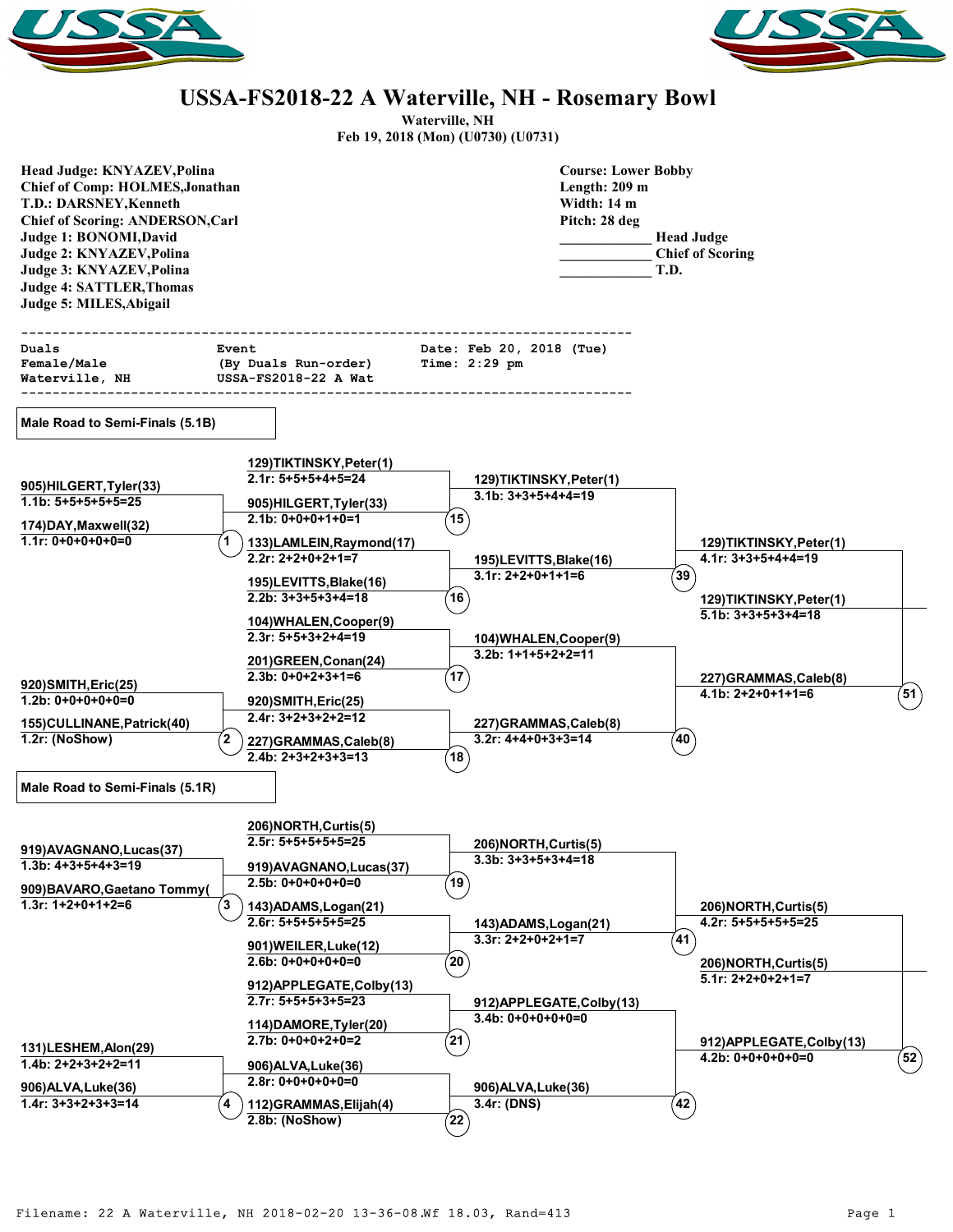# USSA-FS2018-22 A Waterville, NH - Rosemary Bowl

**Waterville, NH**
**Feb 19, 2018 (Mon) (U0730) (U0731)**

**Head Judge: KNYAZEV,Polina**
**Chief of Comp: HOLMES,Jonathan**
**T.D.: DARSNEY,Kenneth**
**Chief of Scoring: ANDERSON,Carl**
**Judge 1: BONOMI,David**
**Judge 2: KNYAZEV,Polina**
**Judge 3: KNYAZEV,Polina**
**Judge 4: SATTLER,Thomas**
**Judge 5: MILES,Abigail**

**Course: Lower Bobby**
**Length: 209 m**
**Width: 14 m**
**Pitch: 28 deg**

____________ Head Judge
____________ Chief of Scoring
____________ T.D.

```
--------------------------------------------------------------------------
Duals                  Event                     Date: Feb 20, 2018 (Tue)
Female/Male            (By Duals Run-order)      Time: 2:29 pm
Waterville, NH         USSA-FS2018-22 A Wat
--------------------------------------------------------------------------
```

## Male Road to Semi-Finals (5.1B)

**Heat 1**
- 905)HILGERT,Tyler(33) — 1.1b: 5+5+5+5+5=25
- 174)DAY,Maxwell(32) — 1.1r: 0+0+0+0+0=0

**Heat 2**
- 920)SMITH,Eric(25) — 1.2b: 0+0+0+0+0=0
- 155)CULLINANE,Patrick(40) — 1.2r: (NoShow)

**Heat 15**
- 129)TIKTINSKY,Peter(1) — 2.1r: 5+5+5+4+5=24
- 905)HILGERT,Tyler(33) — 2.1b: 0+0+0+1+0=1

**Heat 16**
- 133)LAMLEIN,Raymond(17) — 2.2r: 2+2+0+2+1=7
- 195)LEVITTS,Blake(16) — 2.2b: 3+3+5+3+4=18

**Heat 17**
- 104)WHALEN,Cooper(9) — 2.3r: 5+5+3+2+4=19
- 201)GREEN,Conan(24) — 2.3b: 0+0+2+3+1=6

**Heat 18**
- 920)SMITH,Eric(25) — 2.4r: 3+2+3+2+2=12
- 227)GRAMMAS,Caleb(8) — 2.4b: 2+3+2+3+3=13

**Heat 39**
- 129)TIKTINSKY,Peter(1) — 3.1b: 3+3+5+4+4=19
- 195)LEVITTS,Blake(16) — 3.1r: 2+2+0+1+1=6

**Heat 40**
- 104)WHALEN,Cooper(9) — 3.2b: 1+1+5+2+2=11
- 227)GRAMMAS,Caleb(8) — 3.2r: 4+4+0+3+3=14

**Heat 51**
- 129)TIKTINSKY,Peter(1) — 4.1r: 3+3+5+4+4=19
- 227)GRAMMAS,Caleb(8) — 4.1b: 2+2+0+1+1=6

**Winner:** 129)TIKTINSKY,Peter(1) — 5.1b: 3+3+5+3+4=18

## Male Road to Semi-Finals (5.1R)

**Heat 3**
- 919)AVAGNANO,Lucas(37) — 1.3b: 4+3+5+4+3=19
- 909)BAVARO,Gaetano Tommy( — 1.3r: 1+2+0+1+2=6

**Heat 4**
- 131)LESHEM,Alon(29) — 1.4b: 2+2+3+2+2=11
- 906)ALVA,Luke(36) — 1.4r: 3+3+2+3+3=14

**Heat 19**
- 206)NORTH,Curtis(5) — 2.5r: 5+5+5+5+5=25
- 919)AVAGNANO,Lucas(37) — 2.5b: 0+0+0+0+0=0

**Heat 20**
- 143)ADAMS,Logan(21) — 2.6r: 5+5+5+5+5=25
- 901)WEILER,Luke(12) — 2.6b: 0+0+0+0+0=0

**Heat 21**
- 912)APPLEGATE,Colby(13) — 2.7r: 5+5+5+3+5=23
- 114)DAMORE,Tyler(20) — 2.7b: 0+0+0+2+0=2

**Heat 22**
- 906)ALVA,Luke(36) — 2.8r: 0+0+0+0+0=0
- 112)GRAMMAS,Elijah(4) — 2.8b: (NoShow)

**Heat 41**
- 206)NORTH,Curtis(5) — 3.3b: 3+3+5+3+4=18
- 143)ADAMS,Logan(21) — 3.3r: 2+2+0+2+1=7

**Heat 42**
- 912)APPLEGATE,Colby(13) — 3.4b: 0+0+0+0+0=0
- 906)ALVA,Luke(36) — 3.4r: (DNS)

**Heat 52**
- 206)NORTH,Curtis(5) — 4.2r: 5+5+5+5+5=25
- 912)APPLEGATE,Colby(13) — 4.2b: 0+0+0+0+0=0

**Winner:** 206)NORTH,Curtis(5) — 5.1r: 2+2+0+2+1=7

Filename: 22 A Waterville, NH 2018-02-20 13-36-08.Wf 18.03, Rand=413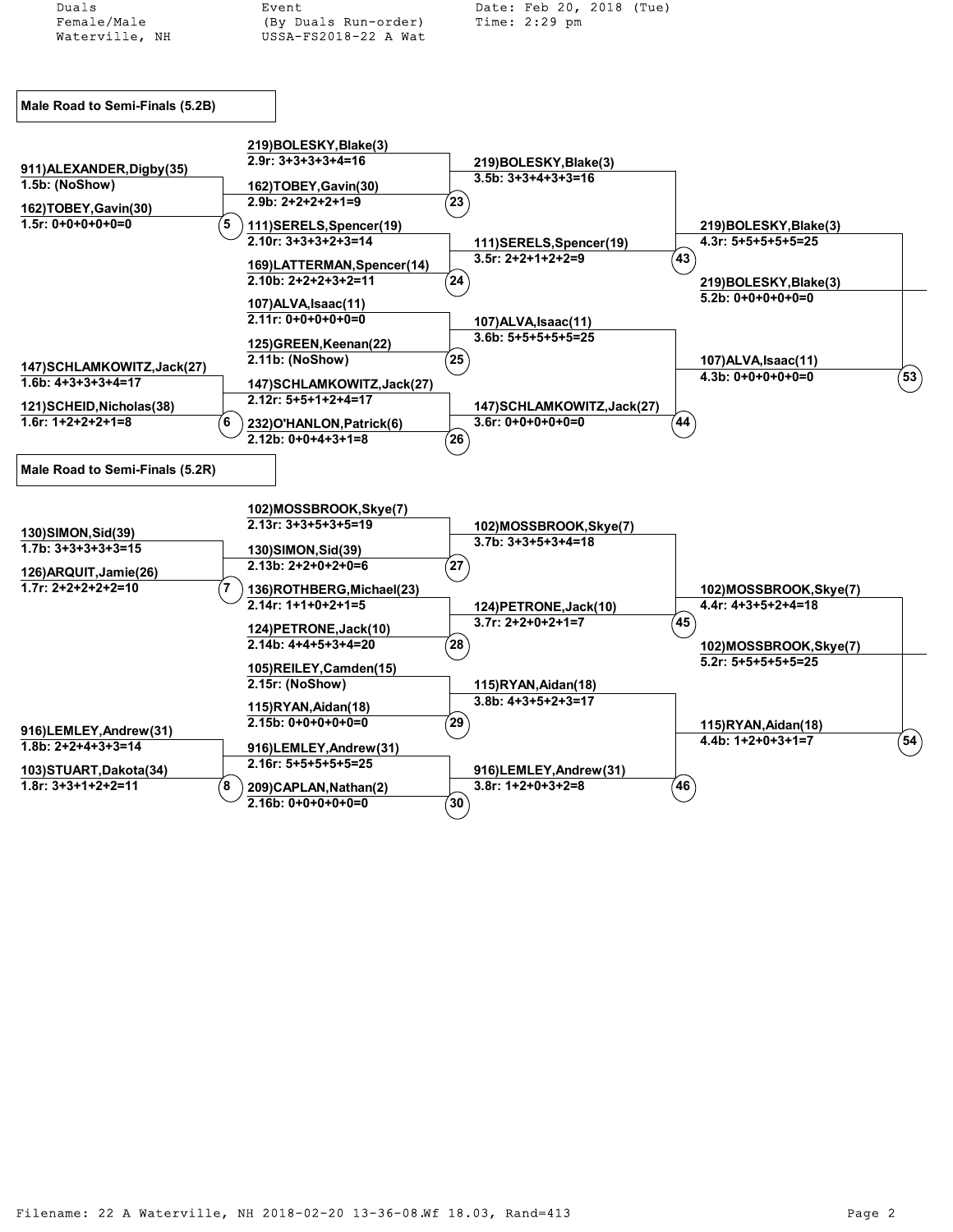Duals
Female/Male
Waterville, NH

Event
(By Duals Run-order)
USSA-FS2018-22 A Wat

Date: Feb 20, 2018 (Tue)
Time: 2:29 pm

## Male Road to Semi-Finals (5.2B)

| Round 1 | Round 2 | Round 3 | Round 4 |
|---|---|---|---|
| 911)ALEXANDER,Digby(35) 1.5b: (NoShow) | 219)BOLESKY,Blake(3) 2.9r: 3+3+3+3+4=16 | 219)BOLESKY,Blake(3) 3.5b: 3+3+4+3+3=16 | 219)BOLESKY,Blake(3) 4.3r: 5+5+5+5+5=25 |
| 162)TOBEY,Gavin(30) 1.5r: 0+0+0+0+0=0 (5) | 162)TOBEY,Gavin(30) 2.9b: 2+2+2+2+1=9 (23) | 111)SERELS,Spencer(19) 3.5r: 2+2+1+2+2=9 (43) | 219)BOLESKY,Blake(3) 5.2b: 0+0+0+0+0=0 |
| | 111)SERELS,Spencer(19) 2.10r: 3+3+3+2+3=14 | 107)ALVA,Isaac(11) 3.6b: 5+5+5+5+5=25 | 107)ALVA,Isaac(11) 4.3b: 0+0+0+0+0=0 (53) |
| | 169)LATTERMAN,Spencer(14) 2.10b: 2+2+2+3+2=11 (24) | 147)SCHLAMKOWITZ,Jack(27) 3.6r: 0+0+0+0+0=0 (44) | |
| | 107)ALVA,Isaac(11) 2.11r: 0+0+0+0+0=0 | | |
| 147)SCHLAMKOWITZ,Jack(27) 1.6b: 4+3+3+3+4=17 | 125)GREEN,Keenan(22) 2.11b: (NoShow) (25) | | |
| 121)SCHEID,Nicholas(38) 1.6r: 1+2+2+2+1=8 (6) | 147)SCHLAMKOWITZ,Jack(27) 2.12r: 5+5+1+2+4=17 | | |
| | 232)O'HANLON,Patrick(6) 2.12b: 0+0+4+3+1=8 (26) | | |

## Male Road to Semi-Finals (5.2R)

| Round 1 | Round 2 | Round 3 | Round 4 |
|---|---|---|---|
| 130)SIMON,Sid(39) 1.7b: 3+3+3+3+3=15 | 102)MOSSBROOK,Skye(7) 2.13r: 3+3+5+3+5=19 | 102)MOSSBROOK,Skye(7) 3.7b: 3+3+5+3+4=18 | 102)MOSSBROOK,Skye(7) 4.4r: 4+3+5+2+4=18 |
| 126)ARQUIT,Jamie(26) 1.7r: 2+2+2+2+2=10 (7) | 130)SIMON,Sid(39) 2.13b: 2+2+0+2+0=6 (27) | 124)PETRONE,Jack(10) 3.7r: 2+2+0+2+1=7 (45) | 102)MOSSBROOK,Skye(7) 5.2r: 5+5+5+5+5=25 |
| | 136)ROTHBERG,Michael(23) 2.14r: 1+1+0+2+1=5 | 115)RYAN,Aidan(18) 3.8b: 4+3+5+2+3=17 | 115)RYAN,Aidan(18) 4.4b: 1+2+0+3+1=7 (54) |
| | 124)PETRONE,Jack(10) 2.14b: 4+4+5+3+4=20 (28) | 916)LEMLEY,Andrew(31) 3.8r: 1+2+0+3+2=8 (46) | |
| | 105)REILEY,Camden(15) 2.15r: (NoShow) | | |
| 916)LEMLEY,Andrew(31) 1.8b: 2+2+4+3+3=14 | 115)RYAN,Aidan(18) 2.15b: 0+0+0+0+0=0 (29) | | |
| 103)STUART,Dakota(34) 1.8r: 3+3+1+2+2=11 (8) | 916)LEMLEY,Andrew(31) 2.16r: 5+5+5+5+5=25 | | |
| | 209)CAPLAN,Nathan(2) 2.16b: 0+0+0+0+0=0 (30) | | |

Filename: 22 A Waterville, NH 2018-02-20 13-36-08.Wf 18.03, Rand=413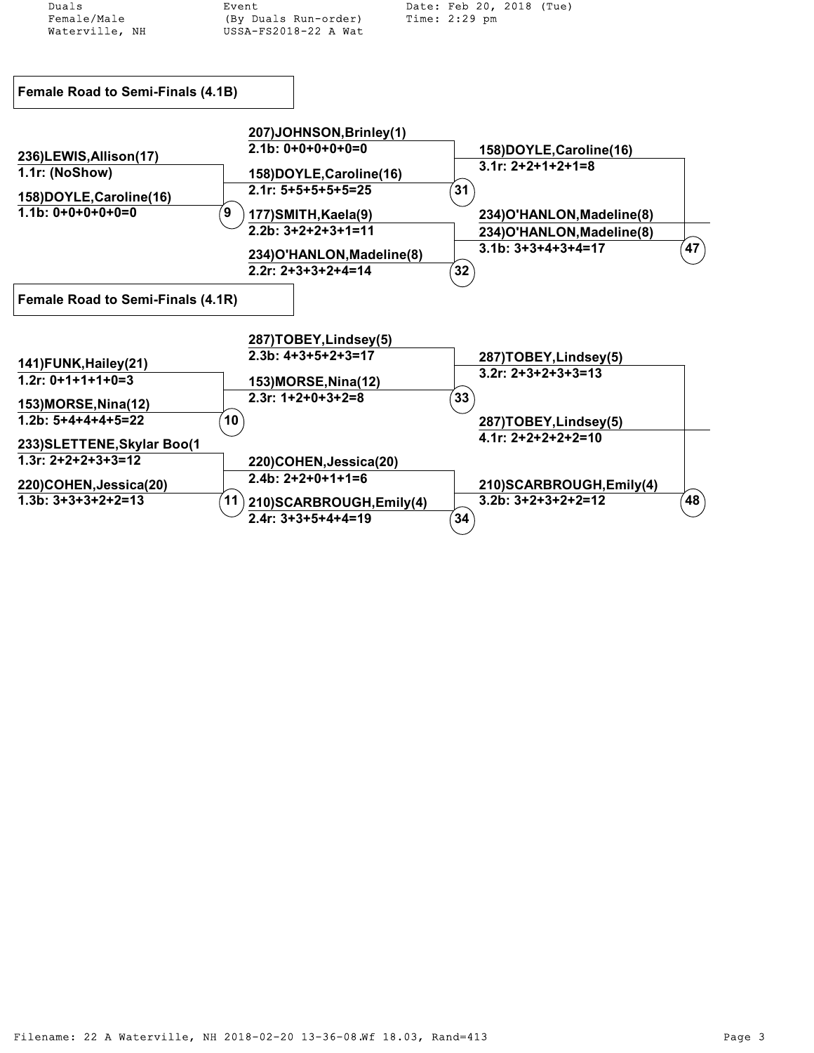Duals
Female/Male
Waterville, NH

Event
(By Duals Run-order)
USSA-FS2018-22 A Wat

Date: Feb 20, 2018 (Tue)
Time: 2:29 pm

## Female Road to Semi-Finals (4.1B)

**Round 1**

| Heat | Competitor | Run | Score |
|---|---|---|---|
| 9 | 236)LEWIS,Allison(17) | 1.1r | (NoShow) |
| 9 | 158)DOYLE,Caroline(16) | 1.1b | 0+0+0+0+0=0 |

**Round 2**

| Heat | Competitor | Run | Score |
|---|---|---|---|
| 31 | 207)JOHNSON,Brinley(1) | 2.1b | 0+0+0+0+0=0 |
| 31 | 158)DOYLE,Caroline(16) | 2.1r | 5+5+5+5+5=25 |
| 32 | 177)SMITH,Kaela(9) | 2.2b | 3+2+2+3+1=11 |
| 32 | 234)O'HANLON,Madeline(8) | 2.2r | 2+3+3+2+4=14 |

**Round 3**

| Heat | Competitor | Run | Score |
|---|---|---|---|
| 47 | 158)DOYLE,Caroline(16) | 3.1r | 2+2+1+2+1=8 |
| 47 | 234)O'HANLON,Madeline(8) | 3.1b | 3+3+4+3+4=17 |

**Winner:** 234)O'HANLON,Madeline(8)

## Female Road to Semi-Finals (4.1R)

**Round 1**

| Heat | Competitor | Run | Score |
|---|---|---|---|
| 10 | 141)FUNK,Hailey(21) | 1.2r | 0+1+1+1+0=3 |
| 10 | 153)MORSE,Nina(12) | 1.2b | 5+4+4+4+5=22 |
| 11 | 233)SLETTENE,Skylar Boo(1 | 1.3r | 2+2+2+3+3=12 |
| 11 | 220)COHEN,Jessica(20) | 1.3b | 3+3+3+2+2=13 |

**Round 2**

| Heat | Competitor | Run | Score |
|---|---|---|---|
| 33 | 287)TOBEY,Lindsey(5) | 2.3b | 4+3+5+2+3=17 |
| 33 | 153)MORSE,Nina(12) | 2.3r | 1+2+0+3+2=8 |
| 34 | 220)COHEN,Jessica(20) | 2.4b | 2+2+0+1+1=6 |
| 34 | 210)SCARBROUGH,Emily(4) | 2.4r | 3+3+5+4+4=19 |

**Round 3**

| Heat | Competitor | Run | Score |
|---|---|---|---|
| 48 | 287)TOBEY,Lindsey(5) | 3.2r | 2+3+2+3+3=13 |
| 48 | 210)SCARBROUGH,Emily(4) | 3.2b | 3+2+3+2+2=12 |

**Winner:** 287)TOBEY,Lindsey(5) — 4.1r: 2+2+2+2+2=10

Filename: 22 A Waterville, NH 2018-02-20 13-36-08.Wf 18.03, Rand=413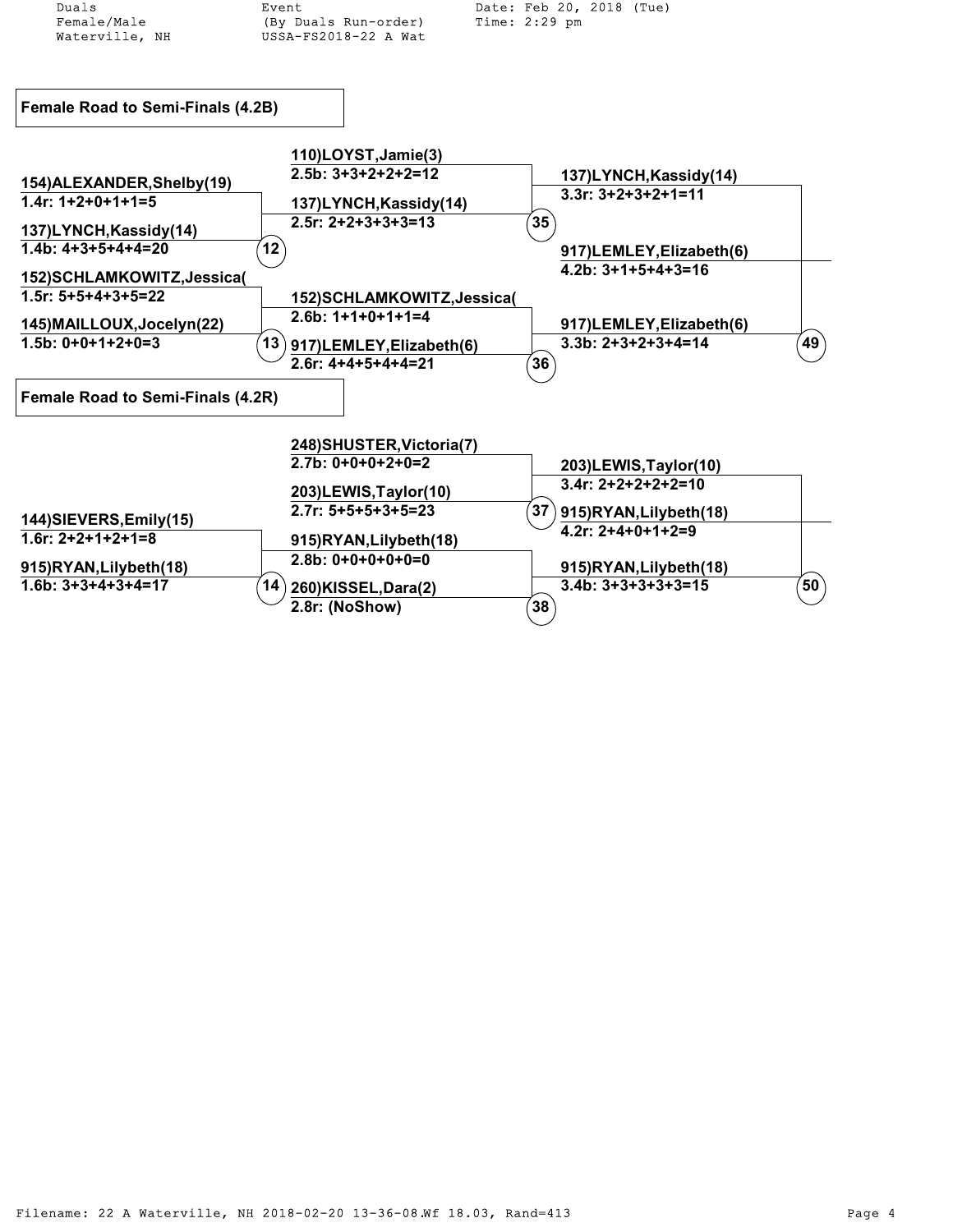Duals
Female/Male
Waterville, NH

Event
(By Duals Run-order)
USSA-FS2018-22 A Wat

Date: Feb 20, 2018 (Tue)
Time: 2:29 pm

## Female Road to Semi-Finals (4.2B)

**Round 1**

- Heat 12:
  - 154)ALEXANDER,Shelby(19) — 1.4r: 1+2+0+1+1=5
  - 137)LYNCH,Kassidy(14) — 1.4b: 4+3+5+4+4=20
- Heat 13:
  - 152)SCHLAMKOWITZ,Jessica( — 1.5r: 5+5+4+3+5=22
  - 145)MAILLOUX,Jocelyn(22) — 1.5b: 0+0+1+2+0=3

**Round 2**

- Heat 35:
  - 110)LOYST,Jamie(3) — 2.5b: 3+3+2+2+2=12
  - 137)LYNCH,Kassidy(14) — 2.5r: 2+2+3+3+3=13
- Heat 36:
  - 152)SCHLAMKOWITZ,Jessica( — 2.6b: 1+1+0+1+1=4
  - 917)LEMLEY,Elizabeth(6) — 2.6r: 4+4+5+4+4=21

**Round 3**

- Heat 49:
  - 137)LYNCH,Kassidy(14) — 3.3r: 3+2+3+2+1=11
  - 917)LEMLEY,Elizabeth(6) — 3.3b: 2+3+2+3+4=14

**Advances:** 917)LEMLEY,Elizabeth(6) — 4.2b: 3+1+5+4+3=16

## Female Road to Semi-Finals (4.2R)

**Round 1**

- Heat 14:
  - 144)SIEVERS,Emily(15) — 1.6r: 2+2+1+2+1=8
  - 915)RYAN,Lilybeth(18) — 1.6b: 3+3+4+3+4=17

**Round 2**

- Heat 37:
  - 248)SHUSTER,Victoria(7) — 2.7b: 0+0+0+2+0=2
  - 203)LEWIS,Taylor(10) — 2.7r: 5+5+5+3+5=23
- Heat 38:
  - 915)RYAN,Lilybeth(18) — 2.8b: 0+0+0+0+0=0
  - 260)KISSEL,Dara(2) — 2.8r: (NoShow)

**Round 3**

- Heat 50:
  - 203)LEWIS,Taylor(10) — 3.4r: 2+2+2+2+2=10
  - 915)RYAN,Lilybeth(18) — 3.4b: 3+3+3+3+3=15

**Advances:** 915)RYAN,Lilybeth(18) — 4.2r: 2+4+0+1+2=9

Filename: 22 A Waterville, NH 2018-02-20 13-36-08.Wf 18.03, Rand=413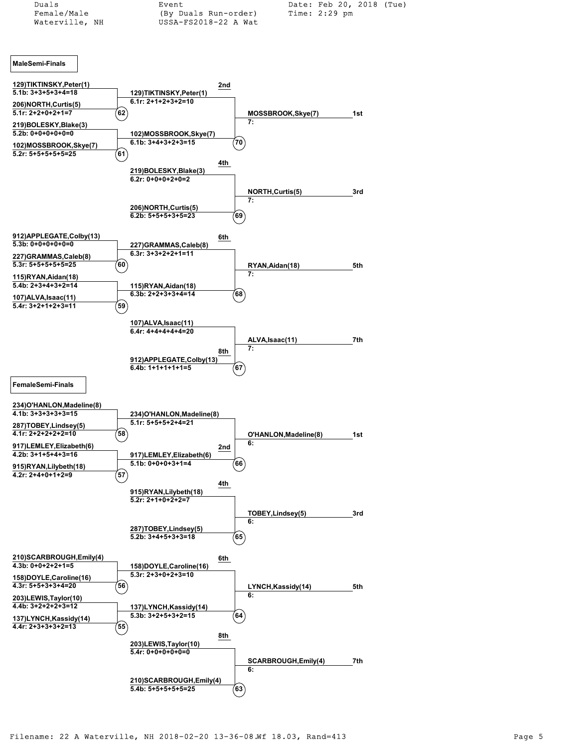Duals
Female/Male
Waterville, NH

Event
(By Duals Run-order)
USSA-FS2018-22 A Wat

Date: Feb 20, 2018 (Tue)
Time: 2:29 pm

## MaleSemi-Finals

**Heat 62**
- 129)TIKTINSKY,Peter(1) — 5.1b: 3+3+5+3+4=18
- 206)NORTH,Curtis(5) — 5.1r: 2+2+0+2+1=7

**Heat 61**
- 219)BOLESKY,Blake(3) — 5.2b: 0+0+0+0+0=0
- 102)MOSSBROOK,Skye(7) — 5.2r: 5+5+5+5+5=25

**Heat 70**
- 129)TIKTINSKY,Peter(1) — 6.1r: 2+1+2+3+2=10 — 2nd
- 102)MOSSBROOK,Skye(7) — 6.1b: 3+4+3+2+3=15

MOSSBROOK,Skye(7) — 7: — 1st

**Heat 69**
- 219)BOLESKY,Blake(3) — 6.2r: 0+0+0+2+0=2 — 4th
- 206)NORTH,Curtis(5) — 6.2b: 5+5+5+3+5=23

NORTH,Curtis(5) — 7: — 3rd

**Heat 60**
- 912)APPLEGATE,Colby(13) — 5.3b: 0+0+0+0+0=0
- 227)GRAMMAS,Caleb(8) — 5.3r: 5+5+5+5+5=25

**Heat 59**
- 115)RYAN,Aidan(18) — 5.4b: 2+3+4+3+2=14
- 107)ALVA,Isaac(11) — 5.4r: 3+2+1+2+3=11

**Heat 68**
- 227)GRAMMAS,Caleb(8) — 6.3r: 3+3+2+2+1=11 — 6th
- 115)RYAN,Aidan(18) — 6.3b: 2+2+3+3+4=14

RYAN,Aidan(18) — 7: — 5th

**Heat 67**
- 107)ALVA,Isaac(11) — 6.4r: 4+4+4+4+4=20
- 912)APPLEGATE,Colby(13) — 6.4b: 1+1+1+1+1=5 — 8th

ALVA,Isaac(11) — 7: — 7th

## FemaleSemi-Finals

**Heat 58**
- 234)O'HANLON,Madeline(8) — 4.1b: 3+3+3+3+3=15
- 287)TOBEY,Lindsey(5) — 4.1r: 2+2+2+2+2=10

**Heat 57**
- 917)LEMLEY,Elizabeth(6) — 4.2b: 3+1+5+4+3=16
- 915)RYAN,Lilybeth(18) — 4.2r: 2+4+0+1+2=9

**Heat 66**
- 234)O'HANLON,Madeline(8) — 5.1r: 5+5+5+2+4=21
- 917)LEMLEY,Elizabeth(6) — 5.1b: 0+0+0+3+1=4 — 2nd

O'HANLON,Madeline(8) — 6: — 1st

**Heat 65**
- 915)RYAN,Lilybeth(18) — 5.2r: 2+1+0+2+2=7 — 4th
- 287)TOBEY,Lindsey(5) — 5.2b: 3+4+5+3+3=18

TOBEY,Lindsey(5) — 6: — 3rd

**Heat 56**
- 210)SCARBROUGH,Emily(4) — 4.3b: 0+0+2+2+1=5
- 158)DOYLE,Caroline(16) — 4.3r: 5+5+3+3+4=20

**Heat 55**
- 203)LEWIS,Taylor(10) — 4.4b: 3+2+2+2+3=12
- 137)LYNCH,Kassidy(14) — 4.4r: 2+3+3+3+2=13

**Heat 64**
- 158)DOYLE,Caroline(16) — 5.3r: 2+3+0+2+3=10 — 6th
- 137)LYNCH,Kassidy(14) — 5.3b: 3+2+5+3+2=15

LYNCH,Kassidy(14) — 6: — 5th

**Heat 63**
- 203)LEWIS,Taylor(10) — 5.4r: 0+0+0+0+0=0 — 8th
- 210)SCARBROUGH,Emily(4) — 5.4b: 5+5+5+5+5=25

SCARBROUGH,Emily(4) — 6: — 7th

Filename: 22 A Waterville, NH 2018-02-20 13-36-08.Wf 18.03, Rand=413